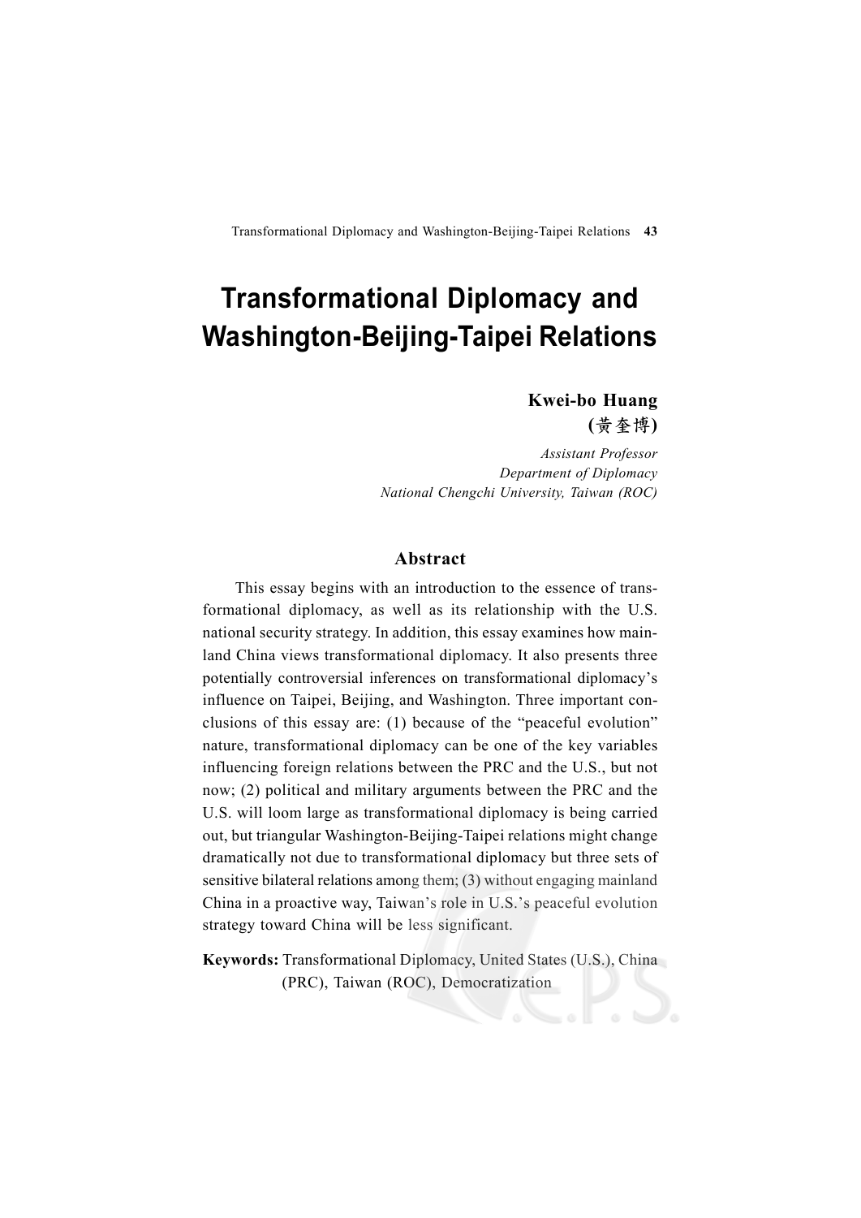# Transformational Diplomacy and Washington-Beijing-Taipei Relations

**Kwei-bo Huang**
**(黃奎博)**

*Assistant Professor*
*Department of Diplomacy*
*National Chengchi University, Taiwan (ROC)*

## Abstract

This essay begins with an introduction to the essence of transformational diplomacy, as well as its relationship with the U.S. national security strategy. In addition, this essay examines how mainland China views transformational diplomacy. It also presents three potentially controversial inferences on transformational diplomacy's influence on Taipei, Beijing, and Washington. Three important conclusions of this essay are: (1) because of the "peaceful evolution" nature, transformational diplomacy can be one of the key variables influencing foreign relations between the PRC and the U.S., but not now; (2) political and military arguments between the PRC and the U.S. will loom large as transformational diplomacy is being carried out, but triangular Washington-Beijing-Taipei relations might change dramatically not due to transformational diplomacy but three sets of sensitive bilateral relations among them; (3) without engaging mainland China in a proactive way, Taiwan's role in U.S.'s peaceful evolution strategy toward China will be less significant.

**Keywords:** Transformational Diplomacy, United States (U.S.), China (PRC), Taiwan (ROC), Democratization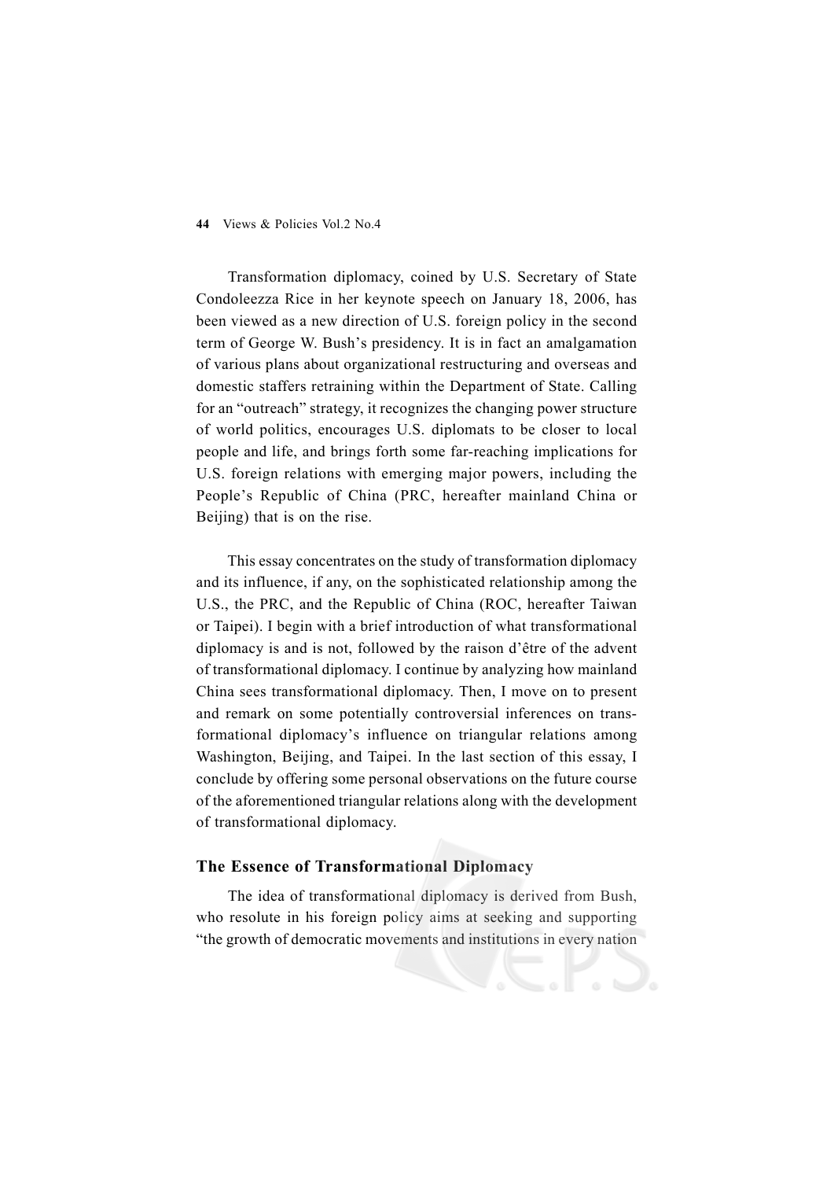Transformation diplomacy, coined by U.S. Secretary of State Condoleezza Rice in her keynote speech on January 18, 2006, has been viewed as a new direction of U.S. foreign policy in the second term of George W. Bush's presidency. It is in fact an amalgamation of various plans about organizational restructuring and overseas and domestic staffers retraining within the Department of State. Calling for an "outreach" strategy, it recognizes the changing power structure of world politics, encourages U.S. diplomats to be closer to local people and life, and brings forth some far-reaching implications for U.S. foreign relations with emerging major powers, including the People's Republic of China (PRC, hereafter mainland China or Beijing) that is on the rise.

This essay concentrates on the study of transformation diplomacy and its influence, if any, on the sophisticated relationship among the U.S., the PRC, and the Republic of China (ROC, hereafter Taiwan or Taipei). I begin with a brief introduction of what transformational diplomacy is and is not, followed by the raison d'être of the advent of transformational diplomacy. I continue by analyzing how mainland China sees transformational diplomacy. Then, I move on to present and remark on some potentially controversial inferences on transformational diplomacy's influence on triangular relations among Washington, Beijing, and Taipei. In the last section of this essay, I conclude by offering some personal observations on the future course of the aforementioned triangular relations along with the development of transformational diplomacy.

## The Essence of Transformational Diplomacy

The idea of transformational diplomacy is derived from Bush, who resolute in his foreign policy aims at seeking and supporting "the growth of democratic movements and institutions in every nation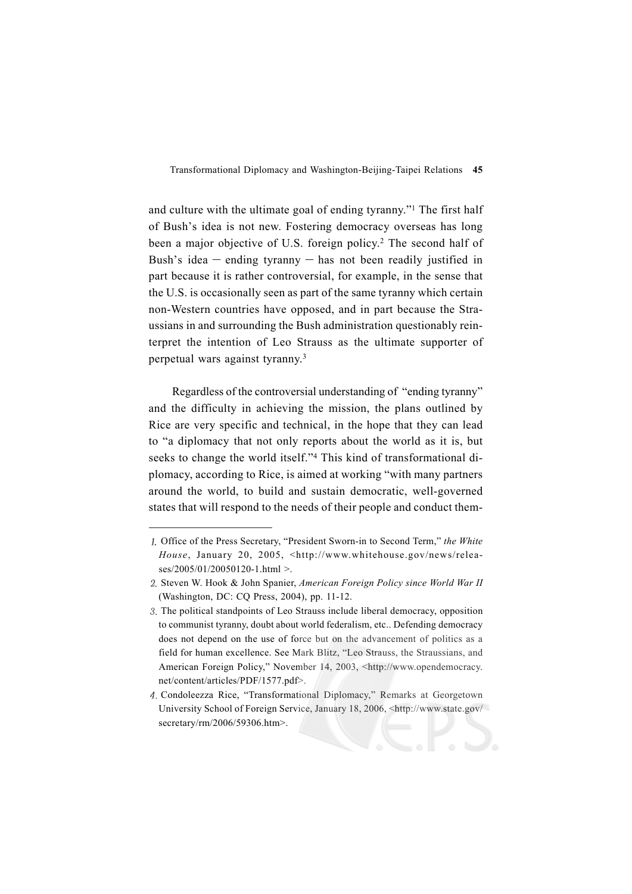and culture with the ultimate goal of ending tyranny."[1] The first half of Bush's idea is not new. Fostering democracy overseas has long been a major objective of U.S. foreign policy.[2] The second half of Bush's idea — ending tyranny — has not been readily justified in part because it is rather controversial, for example, in the sense that the U.S. is occasionally seen as part of the same tyranny which certain non-Western countries have opposed, and in part because the Straussians in and surrounding the Bush administration questionably reinterpret the intention of Leo Strauss as the ultimate supporter of perpetual wars against tyranny.[3]

Regardless of the controversial understanding of "ending tyranny" and the difficulty in achieving the mission, the plans outlined by Rice are very specific and technical, in the hope that they can lead to "a diplomacy that not only reports about the world as it is, but seeks to change the world itself."[4] This kind of transformational diplomacy, according to Rice, is aimed at working "with many partners around the world, to build and sustain democratic, well-governed states that will respond to the needs of their people and conduct them-

---

1. Office of the Press Secretary, "President Sworn-in to Second Term," *the White House*, January 20, 2005, <http://www.whitehouse.gov/news/releases/2005/01/20050120-1.html >.
2. Steven W. Hook & John Spanier, *American Foreign Policy since World War II* (Washington, DC: CQ Press, 2004), pp. 11-12.
3. The political standpoints of Leo Strauss include liberal democracy, opposition to communist tyranny, doubt about world federalism, etc.. Defending democracy does not depend on the use of force but on the advancement of politics as a field for human excellence. See Mark Blitz, "Leo Strauss, the Straussians, and American Foreign Policy," November 14, 2003, <http://www.opendemocracy.net/content/articles/PDF/1577.pdf>.
4. Condoleezza Rice, "Transformational Diplomacy," Remarks at Georgetown University School of Foreign Service, January 18, 2006, <http://www.state.gov/secretary/rm/2006/59306.htm>.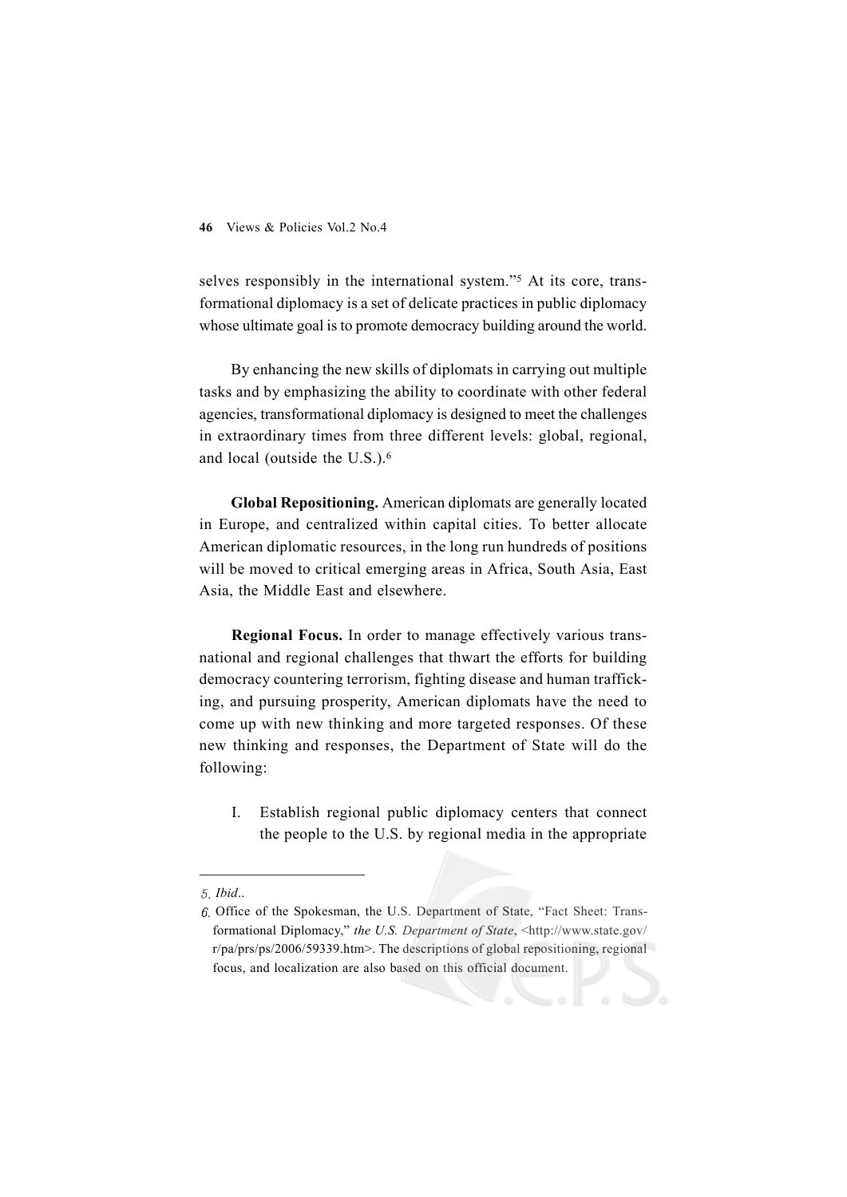selves responsibly in the international system."[5] At its core, transformational diplomacy is a set of delicate practices in public diplomacy whose ultimate goal is to promote democracy building around the world.

By enhancing the new skills of diplomats in carrying out multiple tasks and by emphasizing the ability to coordinate with other federal agencies, transformational diplomacy is designed to meet the challenges in extraordinary times from three different levels: global, regional, and local (outside the U.S.).[6]

**Global Repositioning.** American diplomats are generally located in Europe, and centralized within capital cities. To better allocate American diplomatic resources, in the long run hundreds of positions will be moved to critical emerging areas in Africa, South Asia, East Asia, the Middle East and elsewhere.

**Regional Focus.** In order to manage effectively various transnational and regional challenges that thwart the efforts for building democracy countering terrorism, fighting disease and human trafficking, and pursuing prosperity, American diplomats have the need to come up with new thinking and more targeted responses. Of these new thinking and responses, the Department of State will do the following:

I. Establish regional public diplomacy centers that connect the people to the U.S. by regional media in the appropriate

---

5. *Ibid*..

6. Office of the Spokesman, the U.S. Department of State, "Fact Sheet: Transformational Diplomacy," *the U.S. Department of State*, <http://www.state.gov/r/pa/prs/ps/2006/59339.htm>. The descriptions of global repositioning, regional focus, and localization are also based on this official document.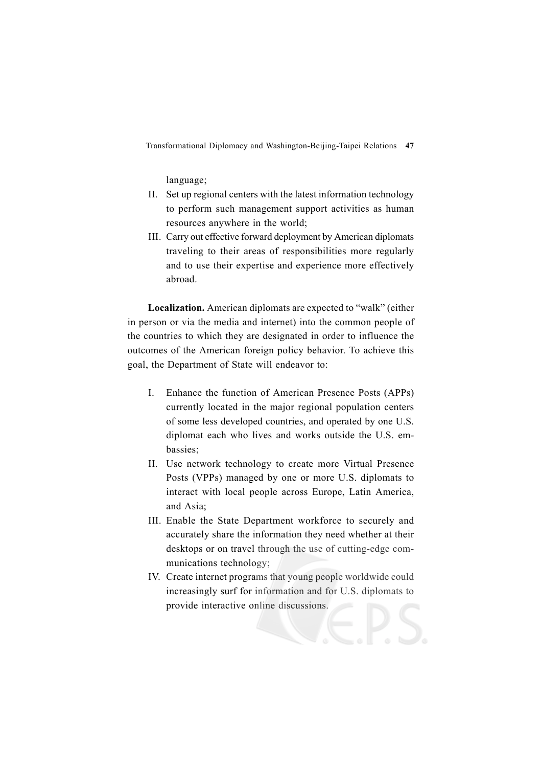language;

II. Set up regional centers with the latest information technology to perform such management support activities as human resources anywhere in the world;

III. Carry out effective forward deployment by American diplomats traveling to their areas of responsibilities more regularly and to use their expertise and experience more effectively abroad.

**Localization.** American diplomats are expected to "walk" (either in person or via the media and internet) into the common people of the countries to which they are designated in order to influence the outcomes of the American foreign policy behavior. To achieve this goal, the Department of State will endeavor to:

I. Enhance the function of American Presence Posts (APPs) currently located in the major regional population centers of some less developed countries, and operated by one U.S. diplomat each who lives and works outside the U.S. embassies;

II. Use network technology to create more Virtual Presence Posts (VPPs) managed by one or more U.S. diplomats to interact with local people across Europe, Latin America, and Asia;

III. Enable the State Department workforce to securely and accurately share the information they need whether at their desktops or on travel through the use of cutting-edge communications technology;

IV. Create internet programs that young people worldwide could increasingly surf for information and for U.S. diplomats to provide interactive online discussions.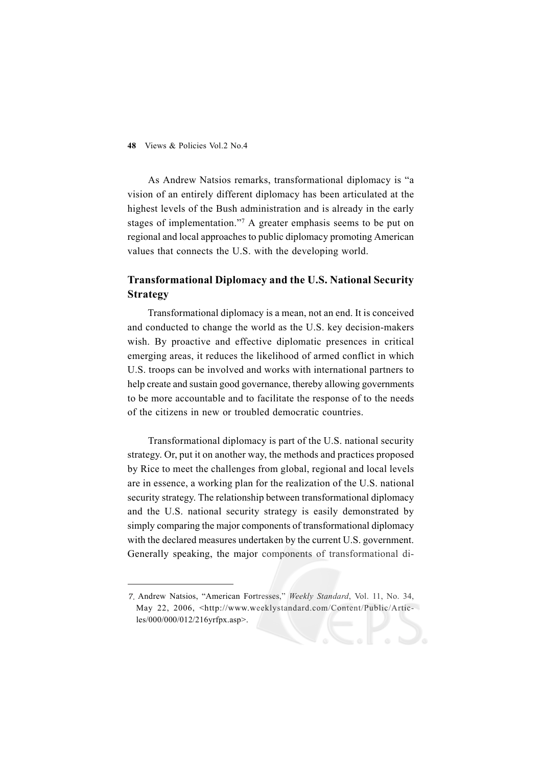As Andrew Natsios remarks, transformational diplomacy is "a vision of an entirely different diplomacy has been articulated at the highest levels of the Bush administration and is already in the early stages of implementation."[7] A greater emphasis seems to be put on regional and local approaches to public diplomacy promoting American values that connects the U.S. with the developing world.

## Transformational Diplomacy and the U.S. National Security Strategy

Transformational diplomacy is a mean, not an end. It is conceived and conducted to change the world as the U.S. key decision-makers wish. By proactive and effective diplomatic presences in critical emerging areas, it reduces the likelihood of armed conflict in which U.S. troops can be involved and works with international partners to help create and sustain good governance, thereby allowing governments to be more accountable and to facilitate the response of to the needs of the citizens in new or troubled democratic countries.

Transformational diplomacy is part of the U.S. national security strategy. Or, put it on another way, the methods and practices proposed by Rice to meet the challenges from global, regional and local levels are in essence, a working plan for the realization of the U.S. national security strategy. The relationship between transformational diplomacy and the U.S. national security strategy is easily demonstrated by simply comparing the major components of transformational diplomacy with the declared measures undertaken by the current U.S. government. Generally speaking, the major components of transformational di-

---

7. Andrew Natsios, "American Fortresses," *Weekly Standard*, Vol. 11, No. 34, May 22, 2006, <http://www.weeklystandard.com/Content/Public/Articles/000/000/012/216yrfpx.asp>.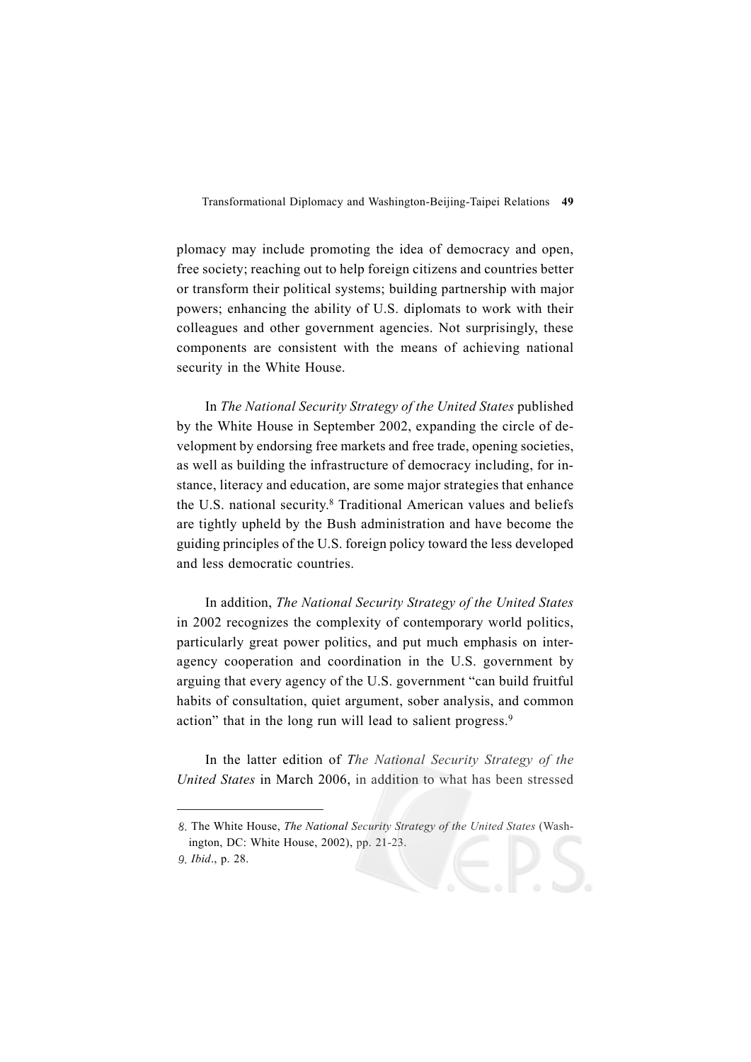plomacy may include promoting the idea of democracy and open, free society; reaching out to help foreign citizens and countries better or transform their political systems; building partnership with major powers; enhancing the ability of U.S. diplomats to work with their colleagues and other government agencies. Not surprisingly, these components are consistent with the means of achieving national security in the White House.

In *The National Security Strategy of the United States* published by the White House in September 2002, expanding the circle of development by endorsing free markets and free trade, opening societies, as well as building the infrastructure of democracy including, for instance, literacy and education, are some major strategies that enhance the U.S. national security.[8] Traditional American values and beliefs are tightly upheld by the Bush administration and have become the guiding principles of the U.S. foreign policy toward the less developed and less democratic countries.

In addition, *The National Security Strategy of the United States* in 2002 recognizes the complexity of contemporary world politics, particularly great power politics, and put much emphasis on inter-agency cooperation and coordination in the U.S. government by arguing that every agency of the U.S. government "can build fruitful habits of consultation, quiet argument, sober analysis, and common action" that in the long run will lead to salient progress.[9]

In the latter edition of *The National Security Strategy of the United States* in March 2006, in addition to what has been stressed

---

8. The White House, *The National Security Strategy of the United States* (Washington, DC: White House, 2002), pp. 21-23.

9. *Ibid*., p. 28.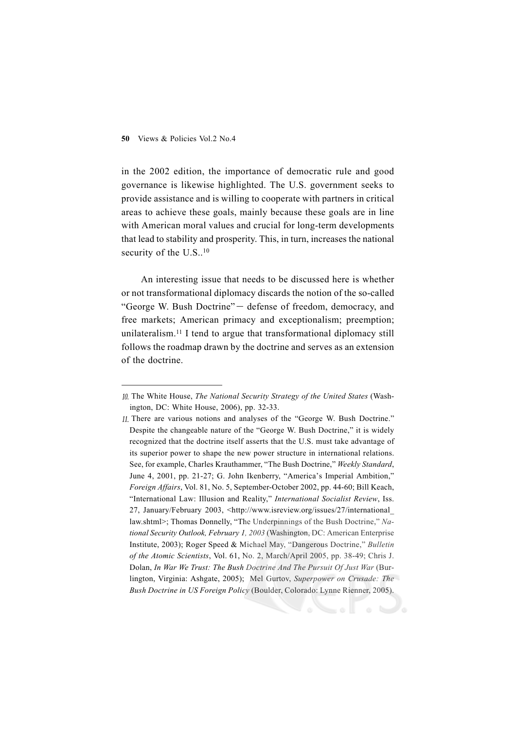in the 2002 edition, the importance of democratic rule and good governance is likewise highlighted. The U.S. government seeks to provide assistance and is willing to cooperate with partners in critical areas to achieve these goals, mainly because these goals are in line with American moral values and crucial for long-term developments that lead to stability and prosperity. This, in turn, increases the national security of the U.S..[10]

An interesting issue that needs to be discussed here is whether or not transformational diplomacy discards the notion of the so-called "George W. Bush Doctrine"— defense of freedom, democracy, and free markets; American primacy and exceptionalism; preemption; unilateralism.[11] I tend to argue that transformational diplomacy still follows the roadmap drawn by the doctrine and serves as an extension of the doctrine.

---

10. The White House, *The National Security Strategy of the United States* (Washington, DC: White House, 2006), pp. 32-33.

11. There are various notions and analyses of the "George W. Bush Doctrine." Despite the changeable nature of the "George W. Bush Doctrine," it is widely recognized that the doctrine itself asserts that the U.S. must take advantage of its superior power to shape the new power structure in international relations. See, for example, Charles Krauthammer, "The Bush Doctrine," *Weekly Standard*, June 4, 2001, pp. 21-27; G. John Ikenberry, "America's Imperial Ambition," *Foreign Affairs*, Vol. 81, No. 5, September-October 2002, pp. 44-60; Bill Keach, "International Law: Illusion and Reality," *International Socialist Review*, Iss. 27, January/February 2003, <http://www.isreview.org/issues/27/international_law.shtml>; Thomas Donnelly, "The Underpinnings of the Bush Doctrine," *National Security Outlook, February 1, 2003* (Washington, DC: American Enterprise Institute, 2003); Roger Speed & Michael May, "Dangerous Doctrine," *Bulletin of the Atomic Scientists*, Vol. 61, No. 2, March/April 2005, pp. 38-49; Chris J. Dolan, *In War We Trust: The Bush Doctrine And The Pursuit Of Just War* (Burlington, Virginia: Ashgate, 2005); Mel Gurtov, *Superpower on Crusade: The Bush Doctrine in US Foreign Policy* (Boulder, Colorado: Lynne Rienner, 2005).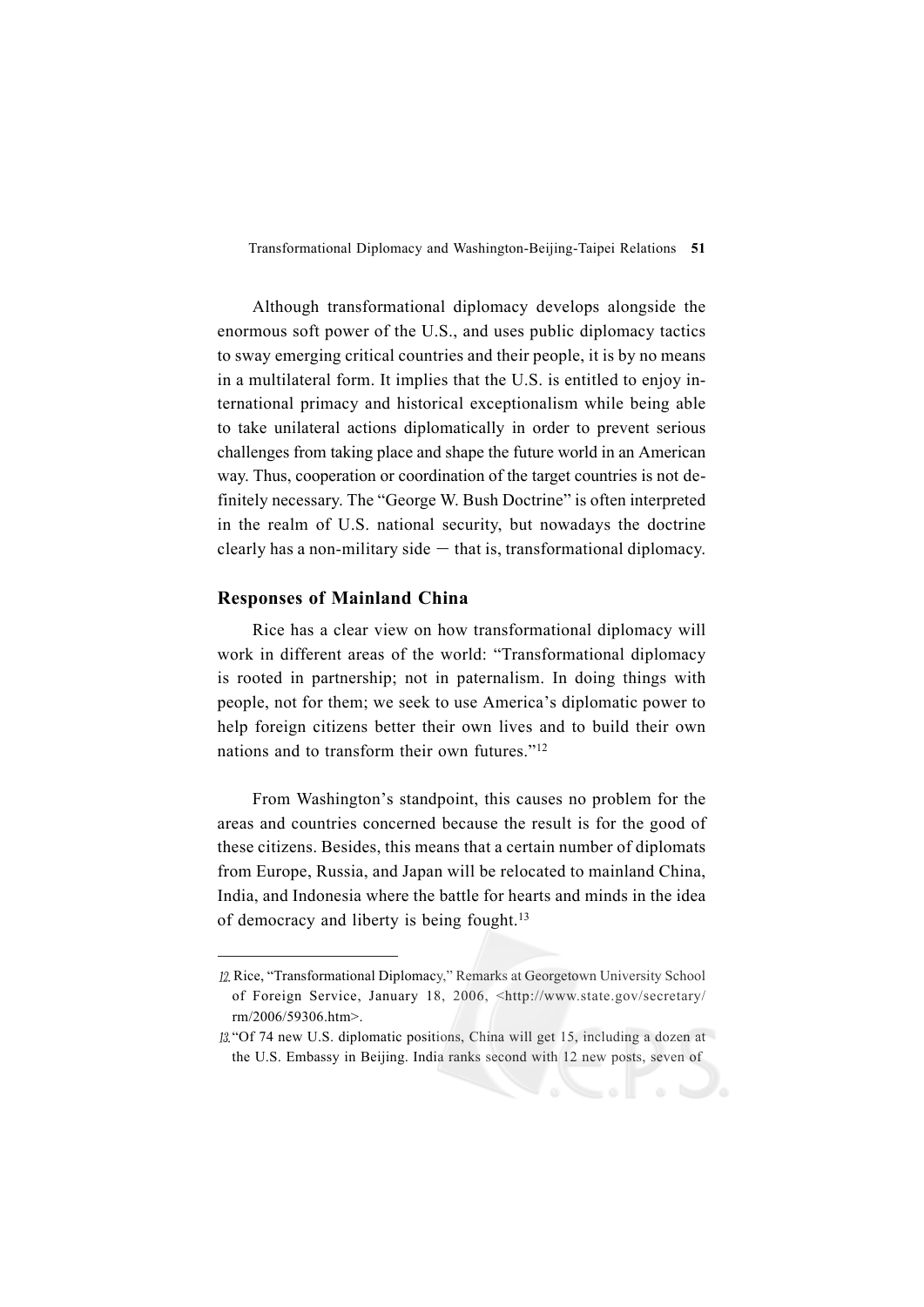Although transformational diplomacy develops alongside the enormous soft power of the U.S., and uses public diplomacy tactics to sway emerging critical countries and their people, it is by no means in a multilateral form. It implies that the U.S. is entitled to enjoy international primacy and historical exceptionalism while being able to take unilateral actions diplomatically in order to prevent serious challenges from taking place and shape the future world in an American way. Thus, cooperation or coordination of the target countries is not definitely necessary. The "George W. Bush Doctrine" is often interpreted in the realm of U.S. national security, but nowadays the doctrine clearly has a non-military side — that is, transformational diplomacy.

### Responses of Mainland China

Rice has a clear view on how transformational diplomacy will work in different areas of the world: "Transformational diplomacy is rooted in partnership; not in paternalism. In doing things with people, not for them; we seek to use America's diplomatic power to help foreign citizens better their own lives and to build their own nations and to transform their own futures."[12]

From Washington's standpoint, this causes no problem for the areas and countries concerned because the result is for the good of these citizens. Besides, this means that a certain number of diplomats from Europe, Russia, and Japan will be relocated to mainland China, India, and Indonesia where the battle for hearts and minds in the idea of democracy and liberty is being fought.[13]

---

12. Rice, "Transformational Diplomacy," Remarks at Georgetown University School of Foreign Service, January 18, 2006, <http://www.state.gov/secretary/rm/2006/59306.htm>.

13. "Of 74 new U.S. diplomatic positions, China will get 15, including a dozen at the U.S. Embassy in Beijing. India ranks second with 12 new posts, seven of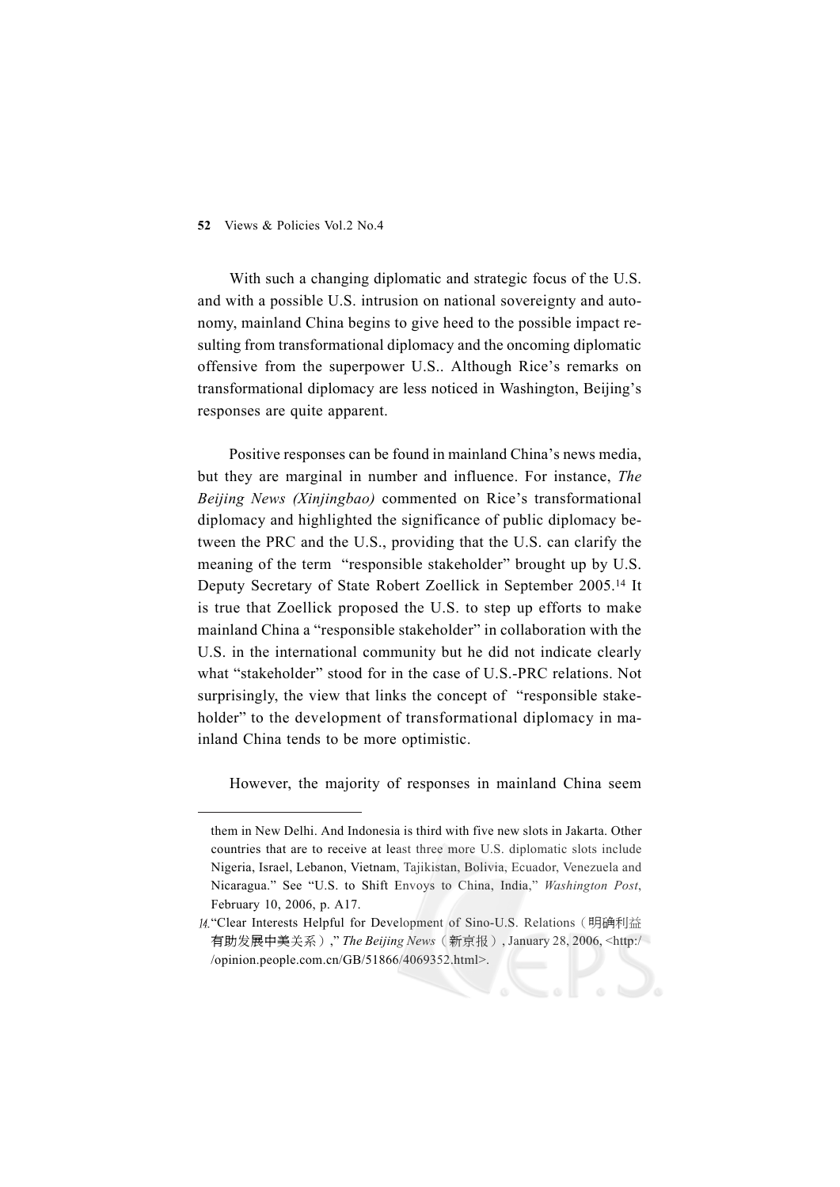With such a changing diplomatic and strategic focus of the U.S. and with a possible U.S. intrusion on national sovereignty and autonomy, mainland China begins to give heed to the possible impact resulting from transformational diplomacy and the oncoming diplomatic offensive from the superpower U.S.. Although Rice's remarks on transformational diplomacy are less noticed in Washington, Beijing's responses are quite apparent.

Positive responses can be found in mainland China's news media, but they are marginal in number and influence. For instance, *The Beijing News (Xinjingbao)* commented on Rice's transformational diplomacy and highlighted the significance of public diplomacy between the PRC and the U.S., providing that the U.S. can clarify the meaning of the term "responsible stakeholder" brought up by U.S. Deputy Secretary of State Robert Zoellick in September 2005.[14] It is true that Zoellick proposed the U.S. to step up efforts to make mainland China a "responsible stakeholder" in collaboration with the U.S. in the international community but he did not indicate clearly what "stakeholder" stood for in the case of U.S.-PRC relations. Not surprisingly, the view that links the concept of "responsible stakeholder" to the development of transformational diplomacy in mainland China tends to be more optimistic.

However, the majority of responses in mainland China seem

---

them in New Delhi. And Indonesia is third with five new slots in Jakarta. Other countries that are to receive at least three more U.S. diplomatic slots include Nigeria, Israel, Lebanon, Vietnam, Tajikistan, Bolivia, Ecuador, Venezuela and Nicaragua." See "U.S. to Shift Envoys to China, India," *Washington Post*, February 10, 2006, p. A17.

14. "Clear Interests Helpful for Development of Sino-U.S. Relations（明确利益有助发展中美关系）," *The Beijing News*（新京报）, January 28, 2006, <http://opinion.people.com.cn/GB/51866/4069352.html>.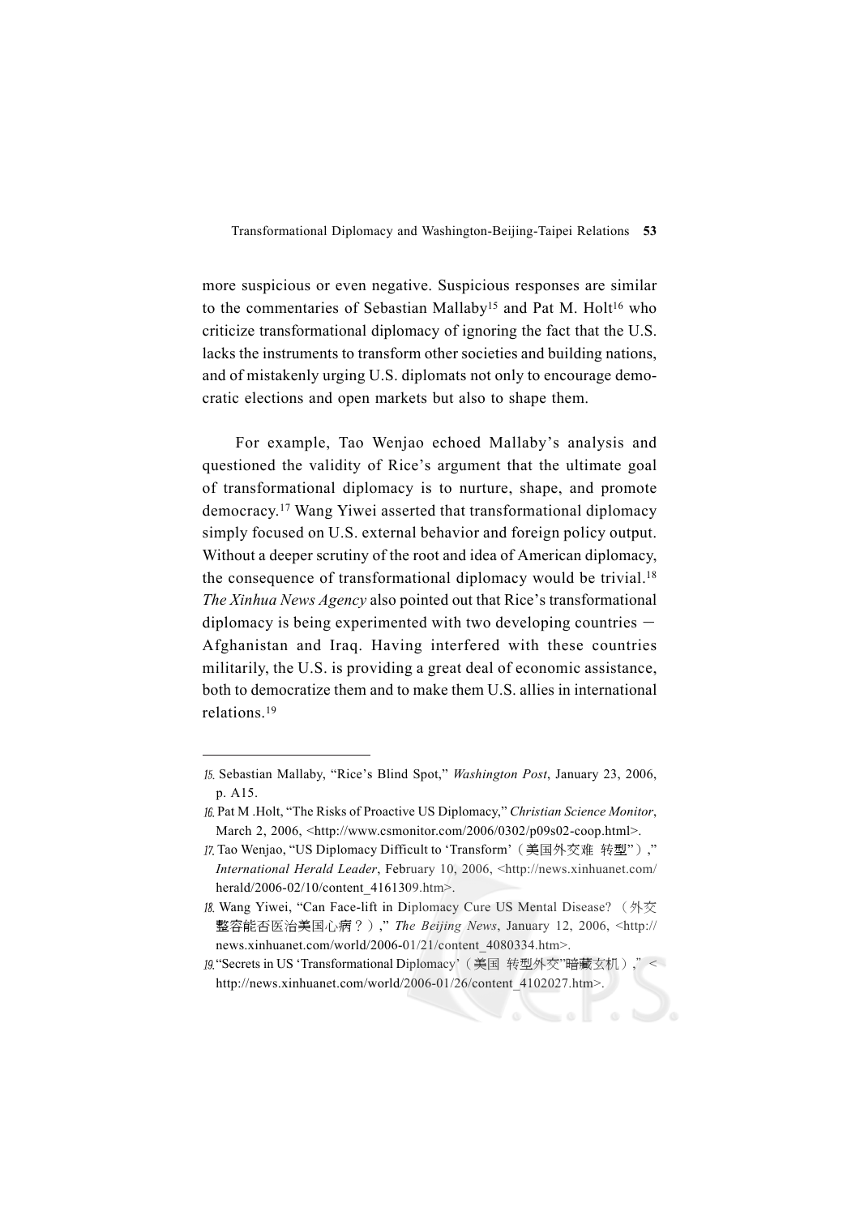more suspicious or even negative. Suspicious responses are similar to the commentaries of Sebastian Mallaby[15] and Pat M. Holt[16] who criticize transformational diplomacy of ignoring the fact that the U.S. lacks the instruments to transform other societies and building nations, and of mistakenly urging U.S. diplomats not only to encourage democratic elections and open markets but also to shape them.

For example, Tao Wenjao echoed Mallaby's analysis and questioned the validity of Rice's argument that the ultimate goal of transformational diplomacy is to nurture, shape, and promote democracy.[17] Wang Yiwei asserted that transformational diplomacy simply focused on U.S. external behavior and foreign policy output. Without a deeper scrutiny of the root and idea of American diplomacy, the consequence of transformational diplomacy would be trivial.[18] *The Xinhua News Agency* also pointed out that Rice's transformational diplomacy is being experimented with two developing countries — Afghanistan and Iraq. Having interfered with these countries militarily, the U.S. is providing a great deal of economic assistance, both to democratize them and to make them U.S. allies in international relations.[19]

---

15. Sebastian Mallaby, "Rice's Blind Spot," *Washington Post*, January 23, 2006, p. A15.
16. Pat M .Holt, "The Risks of Proactive US Diplomacy," *Christian Science Monitor*, March 2, 2006, <http://www.csmonitor.com/2006/0302/p09s02-coop.html>.
17. Tao Wenjao, "US Diplomacy Difficult to 'Transform'（美国外交难 转型"）," *International Herald Leader*, February 10, 2006, <http://news.xinhuanet.com/herald/2006-02/10/content_4161309.htm>.
18. Wang Yiwei, "Can Face-lift in Diplomacy Cure US Mental Disease? （外交整容能否医治美国心病？）," *The Beijing News*, January 12, 2006, <http://news.xinhuanet.com/world/2006-01/21/content_4080334.htm>.
19. "Secrets in US 'Transformational Diplomacy'（美国 转型外交"暗藏玄机）," <http://news.xinhuanet.com/world/2006-01/26/content_4102027.htm>.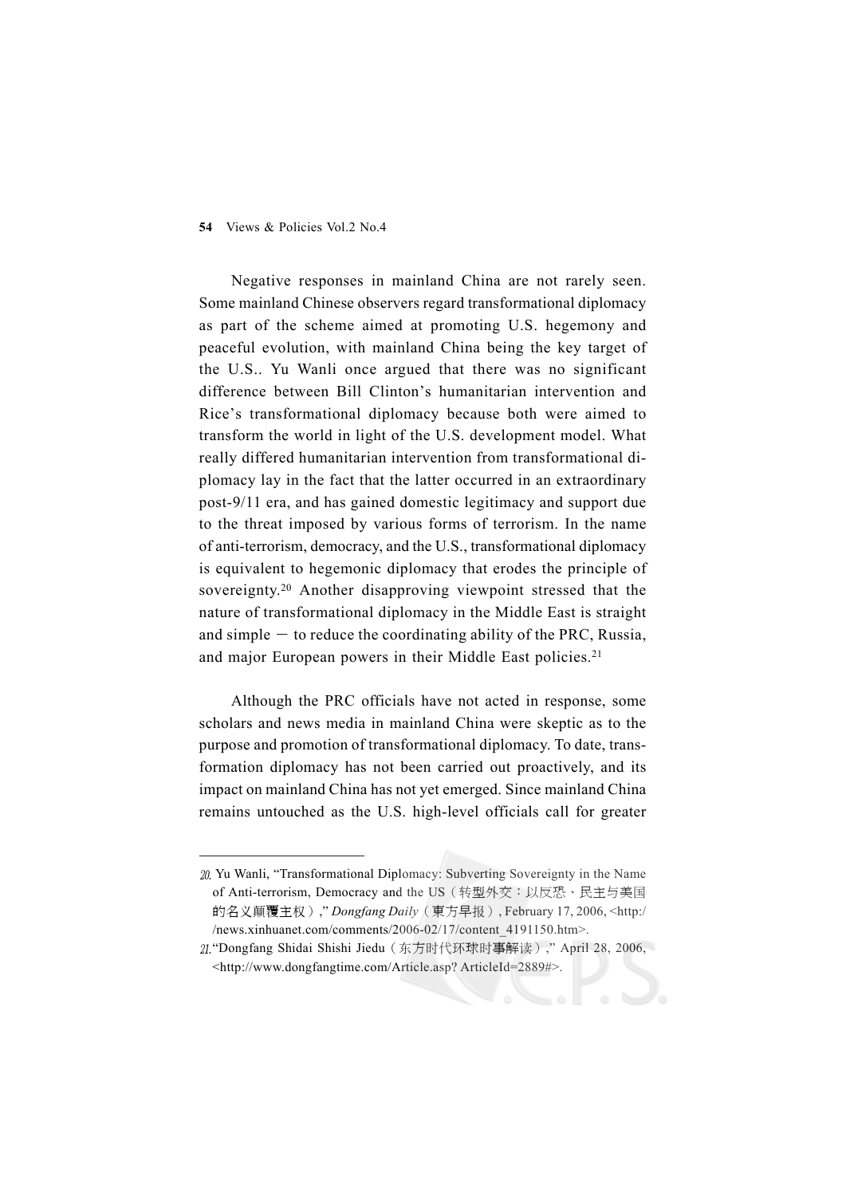Negative responses in mainland China are not rarely seen. Some mainland Chinese observers regard transformational diplomacy as part of the scheme aimed at promoting U.S. hegemony and peaceful evolution, with mainland China being the key target of the U.S.. Yu Wanli once argued that there was no significant difference between Bill Clinton's humanitarian intervention and Rice's transformational diplomacy because both were aimed to transform the world in light of the U.S. development model. What really differed humanitarian intervention from transformational diplomacy lay in the fact that the latter occurred in an extraordinary post-9/11 era, and has gained domestic legitimacy and support due to the threat imposed by various forms of terrorism. In the name of anti-terrorism, democracy, and the U.S., transformational diplomacy is equivalent to hegemonic diplomacy that erodes the principle of sovereignty.[20] Another disapproving viewpoint stressed that the nature of transformational diplomacy in the Middle East is straight and simple — to reduce the coordinating ability of the PRC, Russia, and major European powers in their Middle East policies.[21]

Although the PRC officials have not acted in response, some scholars and news media in mainland China were skeptic as to the purpose and promotion of transformational diplomacy. To date, transformation diplomacy has not been carried out proactively, and its impact on mainland China has not yet emerged. Since mainland China remains untouched as the U.S. high-level officials call for greater

---

20. Yu Wanli, "Transformational Diplomacy: Subverting Sovereignty in the Name of Anti-terrorism, Democracy and the US（转型外交：以反恐、民主与美国的名义颠覆主权）," *Dongfang Daily*（東方早报）, February 17, 2006, <http://news.xinhuanet.com/comments/2006-02/17/content_4191150.htm>.

21. "Dongfang Shidai Shishi Jiedu（东方时代环球时事解读）," April 28, 2006, <http://www.dongfangtime.com/Article.asp? ArticleId=2889#>.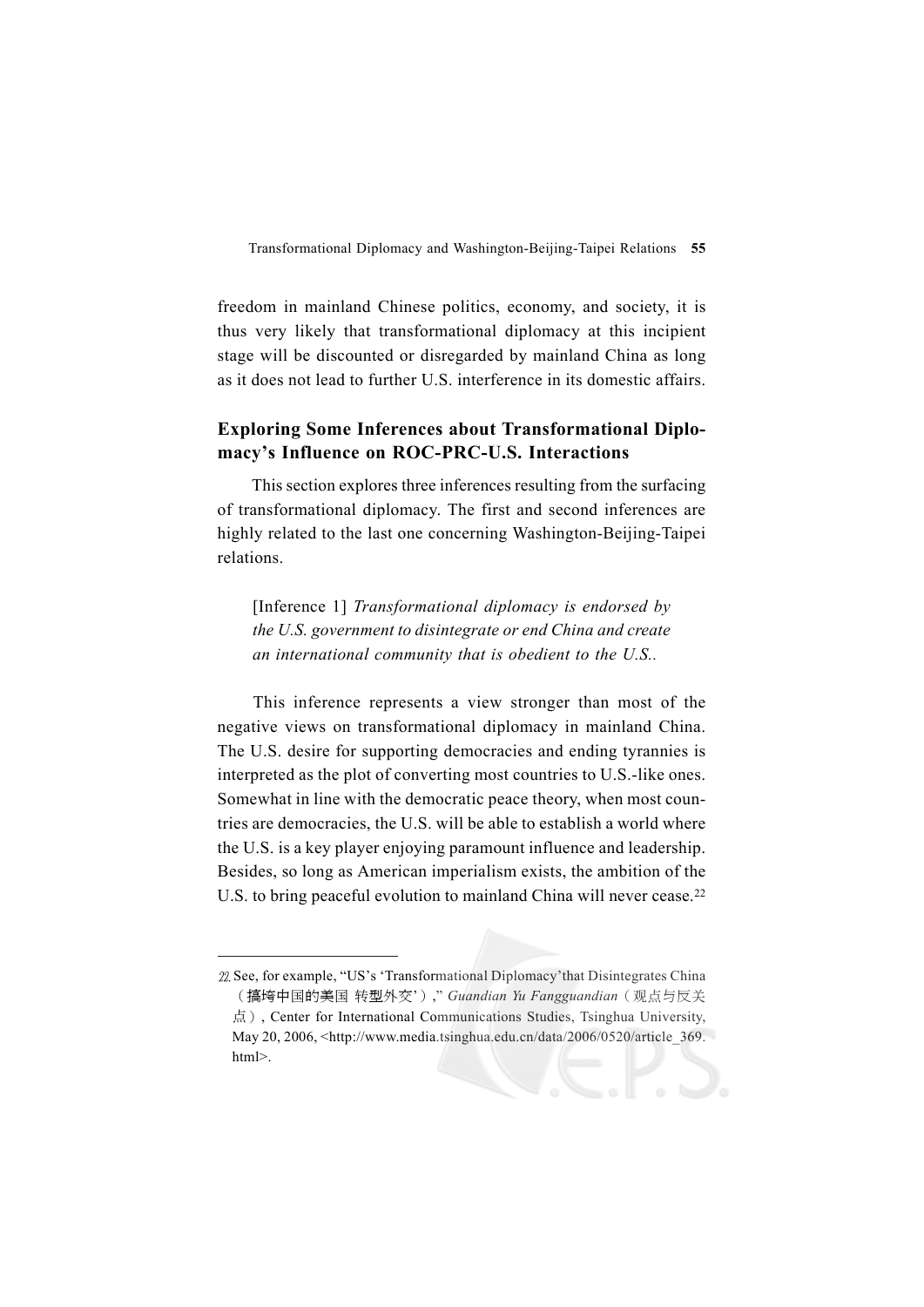freedom in mainland Chinese politics, economy, and society, it is thus very likely that transformational diplomacy at this incipient stage will be discounted or disregarded by mainland China as long as it does not lead to further U.S. interference in its domestic affairs.

## Exploring Some Inferences about Transformational Diplomacy's Influence on ROC-PRC-U.S. Interactions

This section explores three inferences resulting from the surfacing of transformational diplomacy. The first and second inferences are highly related to the last one concerning Washington-Beijing-Taipei relations.

> [Inference 1] *Transformational diplomacy is endorsed by the U.S. government to disintegrate or end China and create an international community that is obedient to the U.S..*

This inference represents a view stronger than most of the negative views on transformational diplomacy in mainland China. The U.S. desire for supporting democracies and ending tyrannies is interpreted as the plot of converting most countries to U.S.-like ones. Somewhat in line with the democratic peace theory, when most countries are democracies, the U.S. will be able to establish a world where the U.S. is a key player enjoying paramount influence and leadership. Besides, so long as American imperialism exists, the ambition of the U.S. to bring peaceful evolution to mainland China will never cease.[22]

---

22. See, for example, "US's 'Transformational Diplomacy' that Disintegrates China（搞垮中国的美国 转型外交'）," *Guandian Yu Fangguandian*（观点与反关点）, Center for International Communications Studies, Tsinghua University, May 20, 2006, <http://www.media.tsinghua.edu.cn/data/2006/0520/article_369.html>.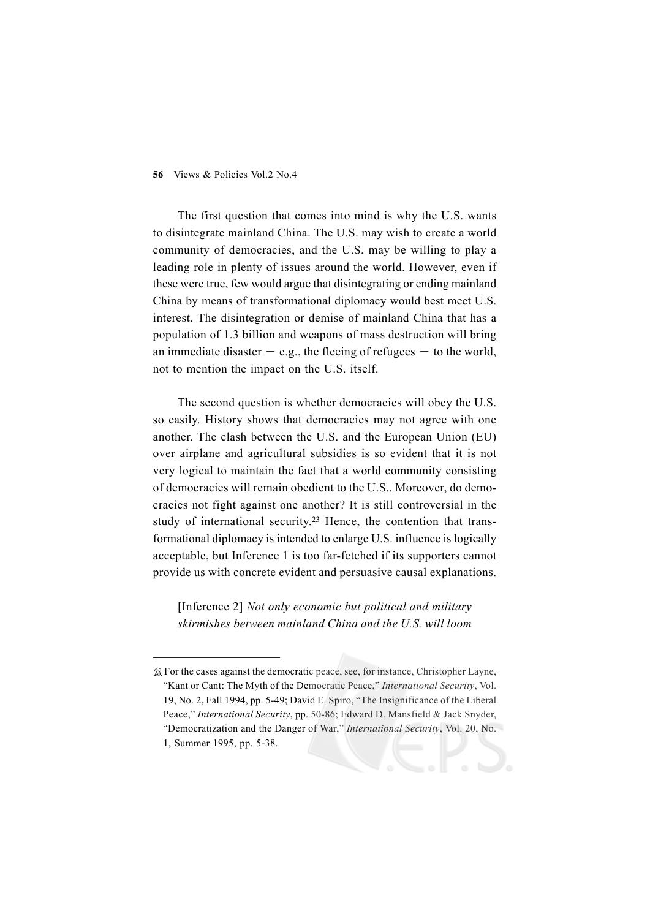The first question that comes into mind is why the U.S. wants to disintegrate mainland China. The U.S. may wish to create a world community of democracies, and the U.S. may be willing to play a leading role in plenty of issues around the world. However, even if these were true, few would argue that disintegrating or ending mainland China by means of transformational diplomacy would best meet U.S. interest. The disintegration or demise of mainland China that has a population of 1.3 billion and weapons of mass destruction will bring an immediate disaster — e.g., the fleeing of refugees — to the world, not to mention the impact on the U.S. itself.

The second question is whether democracies will obey the U.S. so easily. History shows that democracies may not agree with one another. The clash between the U.S. and the European Union (EU) over airplane and agricultural subsidies is so evident that it is not very logical to maintain the fact that a world community consisting of democracies will remain obedient to the U.S.. Moreover, do democracies not fight against one another? It is still controversial in the study of international security.[23] Hence, the contention that transformational diplomacy is intended to enlarge U.S. influence is logically acceptable, but Inference 1 is too far-fetched if its supporters cannot provide us with concrete evident and persuasive causal explanations.

[Inference 2] *Not only economic but political and military skirmishes between mainland China and the U.S. will loom*

---

23. For the cases against the democratic peace, see, for instance, Christopher Layne, "Kant or Cant: The Myth of the Democratic Peace," *International Security*, Vol. 19, No. 2, Fall 1994, pp. 5-49; David E. Spiro, "The Insignificance of the Liberal Peace," *International Security*, pp. 50-86; Edward D. Mansfield & Jack Snyder, "Democratization and the Danger of War," *International Security*, Vol. 20, No. 1, Summer 1995, pp. 5-38.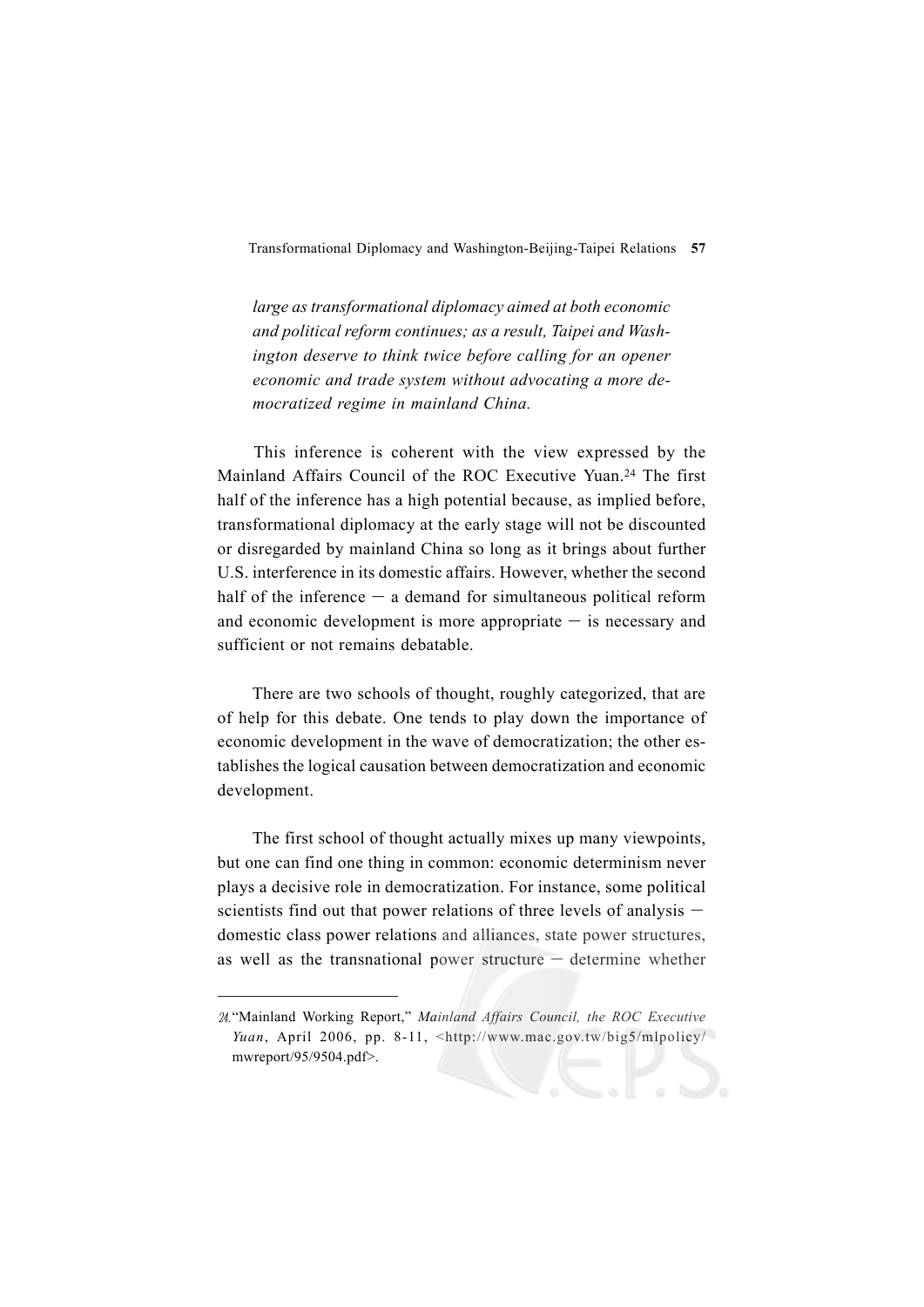*large as transformational diplomacy aimed at both economic and political reform continues; as a result, Taipei and Washington deserve to think twice before calling for an opener economic and trade system without advocating a more democratized regime in mainland China.*

This inference is coherent with the view expressed by the Mainland Affairs Council of the ROC Executive Yuan.[24] The first half of the inference has a high potential because, as implied before, transformational diplomacy at the early stage will not be discounted or disregarded by mainland China so long as it brings about further U.S. interference in its domestic affairs. However, whether the second half of the inference — a demand for simultaneous political reform and economic development is more appropriate — is necessary and sufficient or not remains debatable.

There are two schools of thought, roughly categorized, that are of help for this debate. One tends to play down the importance of economic development in the wave of democratization; the other establishes the logical causation between democratization and economic development.

The first school of thought actually mixes up many viewpoints, but one can find one thing in common: economic determinism never plays a decisive role in democratization. For instance, some political scientists find out that power relations of three levels of analysis — domestic class power relations and alliances, state power structures, as well as the transnational power structure — determine whether

---

24. "Mainland Working Report," *Mainland Affairs Council, the ROC Executive Yuan*, April 2006, pp. 8-11, <http://www.mac.gov.tw/big5/mlpolicy/mwreport/95/9504.pdf>.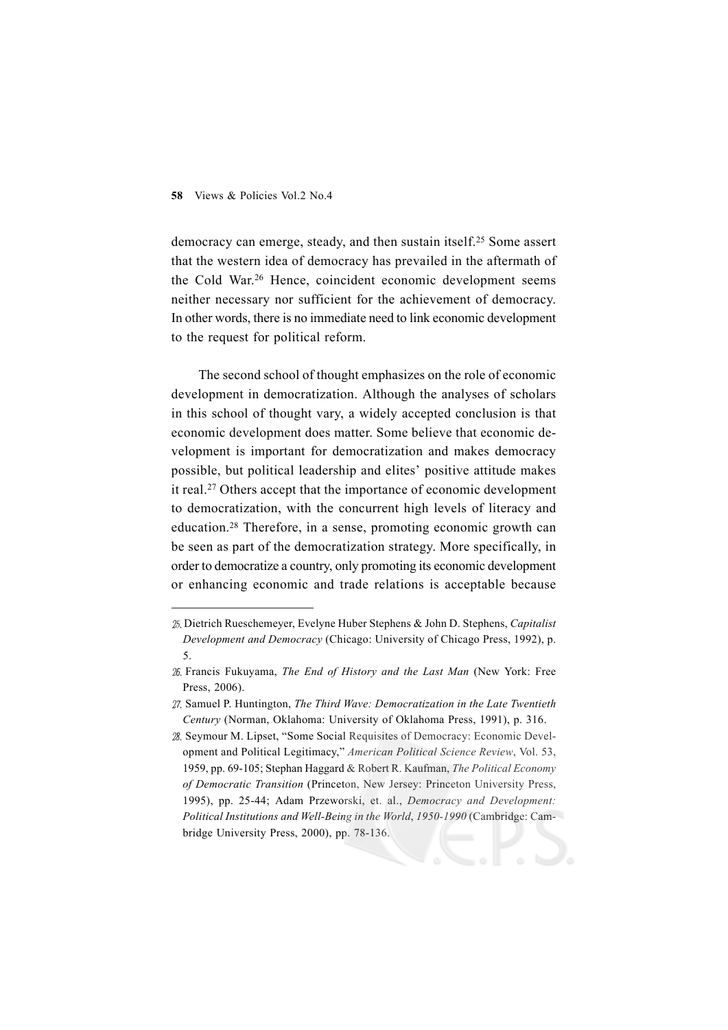democracy can emerge, steady, and then sustain itself.[25] Some assert that the western idea of democracy has prevailed in the aftermath of the Cold War.[26] Hence, coincident economic development seems neither necessary nor sufficient for the achievement of democracy. In other words, there is no immediate need to link economic development to the request for political reform.

The second school of thought emphasizes on the role of economic development in democratization. Although the analyses of scholars in this school of thought vary, a widely accepted conclusion is that economic development does matter. Some believe that economic development is important for democratization and makes democracy possible, but political leadership and elites' positive attitude makes it real.[27] Others accept that the importance of economic development to democratization, with the concurrent high levels of literacy and education.[28] Therefore, in a sense, promoting economic growth can be seen as part of the democratization strategy. More specifically, in order to democratize a country, only promoting its economic development or enhancing economic and trade relations is acceptable because

---

25. Dietrich Rueschemeyer, Evelyne Huber Stephens & John D. Stephens, *Capitalist Development and Democracy* (Chicago: University of Chicago Press, 1992), p. 5.

26. Francis Fukuyama, *The End of History and the Last Man* (New York: Free Press, 2006).

27. Samuel P. Huntington, *The Third Wave: Democratization in the Late Twentieth Century* (Norman, Oklahoma: University of Oklahoma Press, 1991), p. 316.

28. Seymour M. Lipset, "Some Social Requisites of Democracy: Economic Development and Political Legitimacy," *American Political Science Review*, Vol. 53, 1959, pp. 69-105; Stephan Haggard & Robert R. Kaufman, *The Political Economy of Democratic Transition* (Princeton, New Jersey: Princeton University Press, 1995), pp. 25-44; Adam Przeworski, et. al., *Democracy and Development: Political Institutions and Well-Being in the World, 1950-1990* (Cambridge: Cambridge University Press, 2000), pp. 78-136.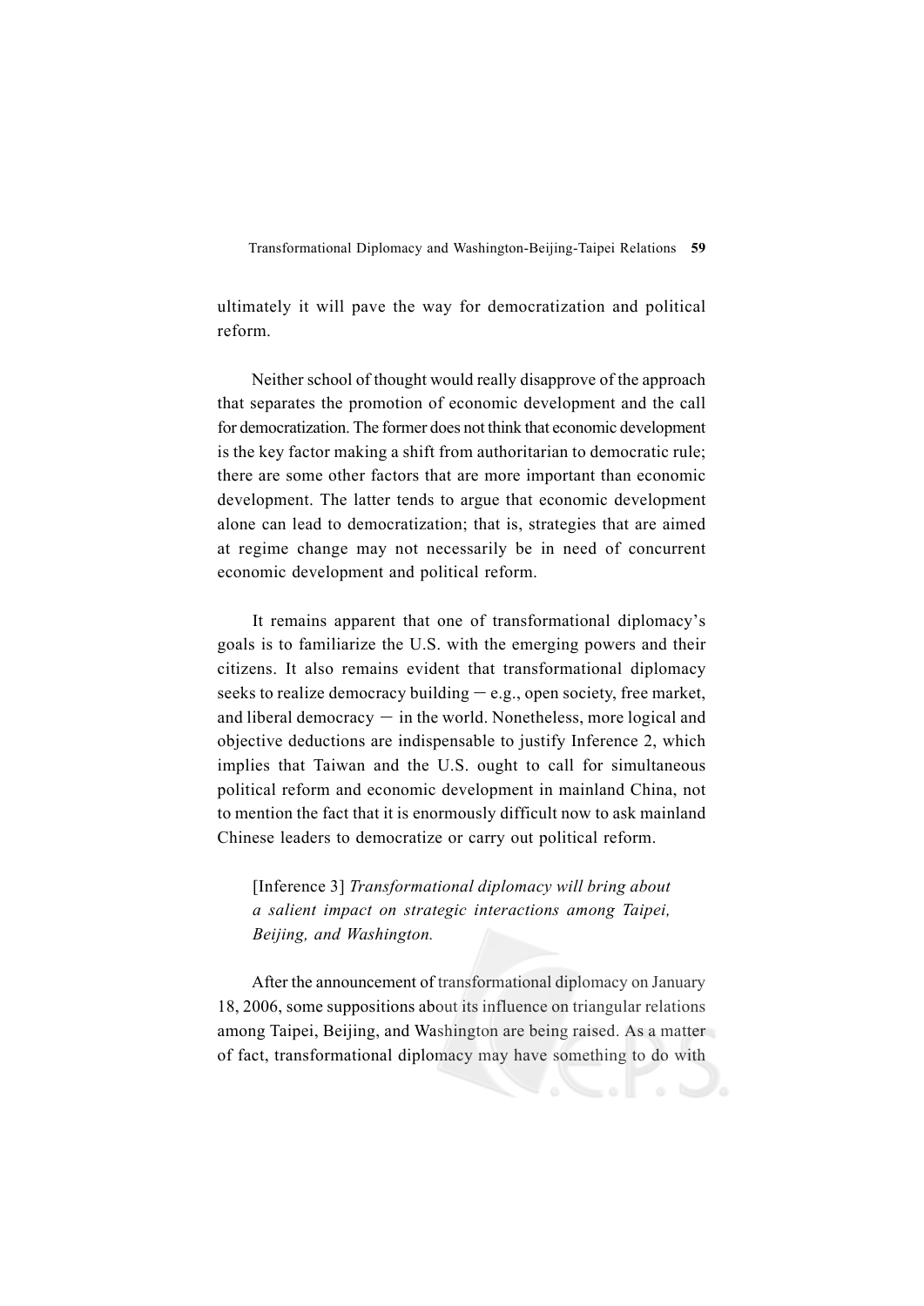ultimately it will pave the way for democratization and political reform.

Neither school of thought would really disapprove of the approach that separates the promotion of economic development and the call for democratization. The former does not think that economic development is the key factor making a shift from authoritarian to democratic rule; there are some other factors that are more important than economic development. The latter tends to argue that economic development alone can lead to democratization; that is, strategies that are aimed at regime change may not necessarily be in need of concurrent economic development and political reform.

It remains apparent that one of transformational diplomacy's goals is to familiarize the U.S. with the emerging powers and their citizens. It also remains evident that transformational diplomacy seeks to realize democracy building — e.g., open society, free market, and liberal democracy — in the world. Nonetheless, more logical and objective deductions are indispensable to justify Inference 2, which implies that Taiwan and the U.S. ought to call for simultaneous political reform and economic development in mainland China, not to mention the fact that it is enormously difficult now to ask mainland Chinese leaders to democratize or carry out political reform.

> [Inference 3] *Transformational diplomacy will bring about a salient impact on strategic interactions among Taipei, Beijing, and Washington.*

After the announcement of transformational diplomacy on January 18, 2006, some suppositions about its influence on triangular relations among Taipei, Beijing, and Washington are being raised. As a matter of fact, transformational diplomacy may have something to do with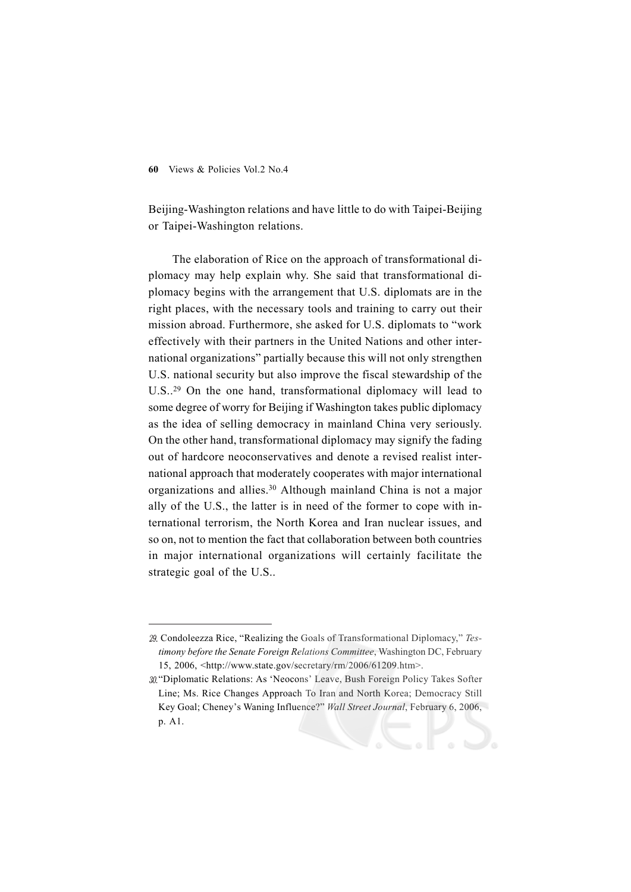Beijing-Washington relations and have little to do with Taipei-Beijing or Taipei-Washington relations.

The elaboration of Rice on the approach of transformational diplomacy may help explain why. She said that transformational diplomacy begins with the arrangement that U.S. diplomats are in the right places, with the necessary tools and training to carry out their mission abroad. Furthermore, she asked for U.S. diplomats to "work effectively with their partners in the United Nations and other international organizations" partially because this will not only strengthen U.S. national security but also improve the fiscal stewardship of the U.S..[29] On the one hand, transformational diplomacy will lead to some degree of worry for Beijing if Washington takes public diplomacy as the idea of selling democracy in mainland China very seriously. On the other hand, transformational diplomacy may signify the fading out of hardcore neoconservatives and denote a revised realist international approach that moderately cooperates with major international organizations and allies.[30] Although mainland China is not a major ally of the U.S., the latter is in need of the former to cope with international terrorism, the North Korea and Iran nuclear issues, and so on, not to mention the fact that collaboration between both countries in major international organizations will certainly facilitate the strategic goal of the U.S..

---

29. Condoleezza Rice, "Realizing the Goals of Transformational Diplomacy," *Testimony before the Senate Foreign Relations Committee*, Washington DC, February 15, 2006, <http://www.state.gov/secretary/rm/2006/61209.htm>.

30. "Diplomatic Relations: As 'Neocons' Leave, Bush Foreign Policy Takes Softer Line; Ms. Rice Changes Approach To Iran and North Korea; Democracy Still Key Goal; Cheney's Waning Influence?" *Wall Street Journal*, February 6, 2006, p. A1.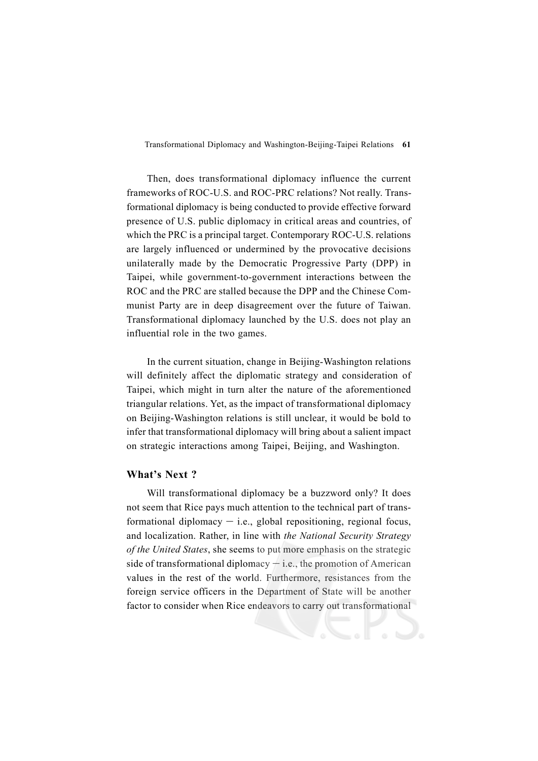Then, does transformational diplomacy influence the current frameworks of ROC-U.S. and ROC-PRC relations? Not really. Transformational diplomacy is being conducted to provide effective forward presence of U.S. public diplomacy in critical areas and countries, of which the PRC is a principal target. Contemporary ROC-U.S. relations are largely influenced or undermined by the provocative decisions unilaterally made by the Democratic Progressive Party (DPP) in Taipei, while government-to-government interactions between the ROC and the PRC are stalled because the DPP and the Chinese Communist Party are in deep disagreement over the future of Taiwan. Transformational diplomacy launched by the U.S. does not play an influential role in the two games.

In the current situation, change in Beijing-Washington relations will definitely affect the diplomatic strategy and consideration of Taipei, which might in turn alter the nature of the aforementioned triangular relations. Yet, as the impact of transformational diplomacy on Beijing-Washington relations is still unclear, it would be bold to infer that transformational diplomacy will bring about a salient impact on strategic interactions among Taipei, Beijing, and Washington.

## What's Next ?

Will transformational diplomacy be a buzzword only? It does not seem that Rice pays much attention to the technical part of transformational diplomacy — i.e., global repositioning, regional focus, and localization. Rather, in line with *the National Security Strategy of the United States*, she seems to put more emphasis on the strategic side of transformational diplomacy — i.e., the promotion of American values in the rest of the world. Furthermore, resistances from the foreign service officers in the Department of State will be another factor to consider when Rice endeavors to carry out transformational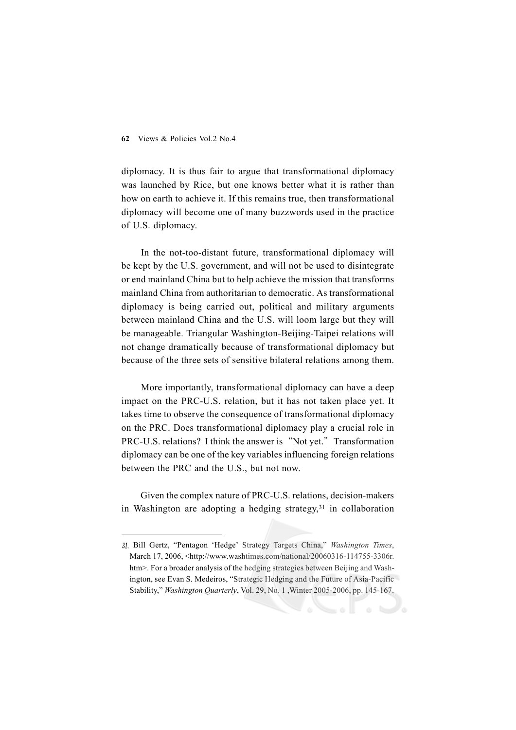diplomacy. It is thus fair to argue that transformational diplomacy was launched by Rice, but one knows better what it is rather than how on earth to achieve it. If this remains true, then transformational diplomacy will become one of many buzzwords used in the practice of U.S. diplomacy.

In the not-too-distant future, transformational diplomacy will be kept by the U.S. government, and will not be used to disintegrate or end mainland China but to help achieve the mission that transforms mainland China from authoritarian to democratic. As transformational diplomacy is being carried out, political and military arguments between mainland China and the U.S. will loom large but they will be manageable. Triangular Washington-Beijing-Taipei relations will not change dramatically because of transformational diplomacy but because of the three sets of sensitive bilateral relations among them.

More importantly, transformational diplomacy can have a deep impact on the PRC-U.S. relation, but it has not taken place yet. It takes time to observe the consequence of transformational diplomacy on the PRC. Does transformational diplomacy play a crucial role in PRC-U.S. relations? I think the answer is "Not yet." Transformation diplomacy can be one of the key variables influencing foreign relations between the PRC and the U.S., but not now.

Given the complex nature of PRC-U.S. relations, decision-makers in Washington are adopting a hedging strategy,[31] in collaboration

---

31. Bill Gertz, "Pentagon 'Hedge' Strategy Targets China," *Washington Times*, March 17, 2006, <http://www.washtimes.com/national/20060316-114755-3306r.htm>. For a broader analysis of the hedging strategies between Beijing and Washington, see Evan S. Medeiros, "Strategic Hedging and the Future of Asia-Pacific Stability," *Washington Quarterly*, Vol. 29, No. 1 ,Winter 2005-2006, pp. 145-167.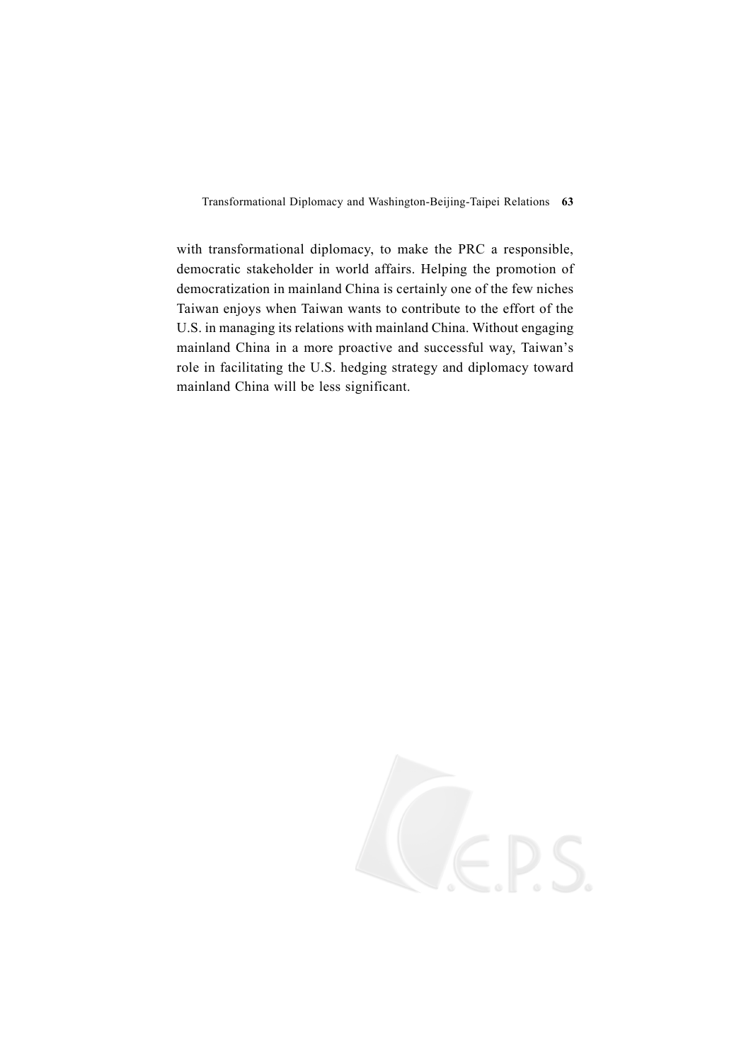with transformational diplomacy, to make the PRC a responsible, democratic stakeholder in world affairs. Helping the promotion of democratization in mainland China is certainly one of the few niches Taiwan enjoys when Taiwan wants to contribute to the effort of the U.S. in managing its relations with mainland China. Without engaging mainland China in a more proactive and successful way, Taiwan's role in facilitating the U.S. hedging strategy and diplomacy toward mainland China will be less significant.